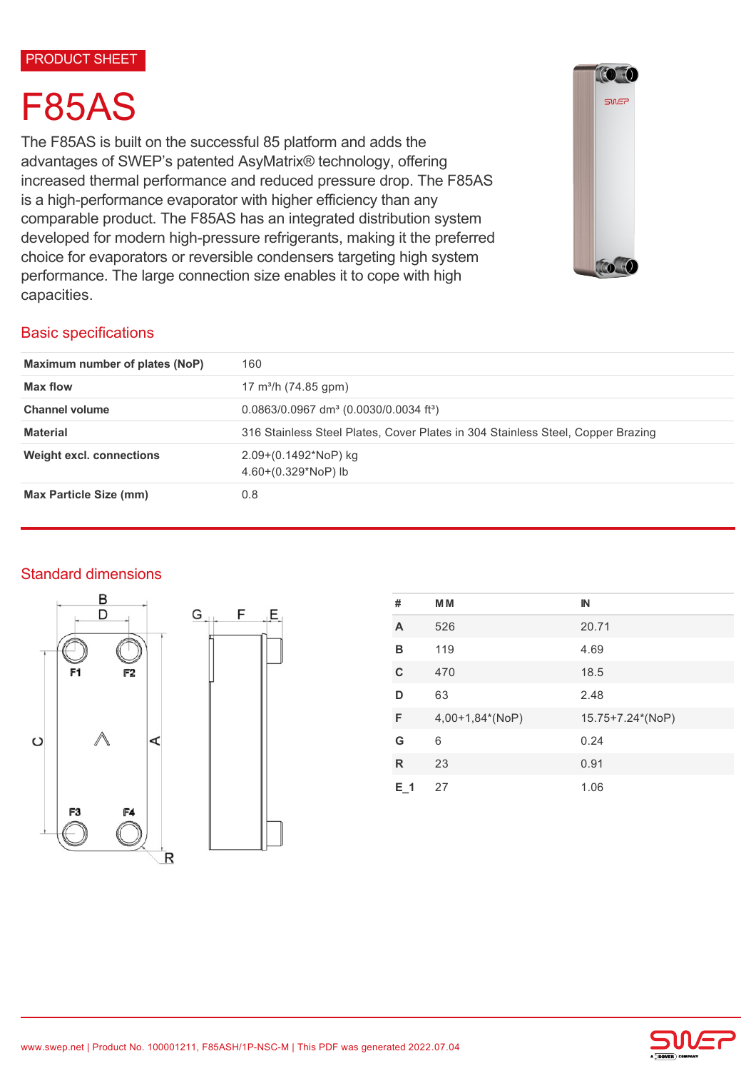PRODUCT SHEET

# F85AS

The F85AS is built on the successful 85 platform and adds the advantages of SWEP's patented AsyMatrix® technology, offering increased thermal performance and reduced pressure drop. The F85AS is a high-performance evaporator with higher efficiency than any comparable product. The F85AS has an integrated distribution system developed for modern high-pressure refrigerants, making it the preferred choice for evaporators or reversible condensers targeting high system performance. The large connection size enables it to cope with high capacities.

## Basic specifications

| | |
|---|---|
| **Maximum number of plates (NoP)** | 160 |
| **Max flow** | 17 m³/h (74.85 gpm) |
| **Channel volume** | 0.0863/0.0967 dm³ (0.0030/0.0034 ft³) |
| **Material** | 316 Stainless Steel Plates, Cover Plates in 304 Stainless Steel, Copper Brazing |
| **Weight excl. connections** | 2.09+(0.1492*NoP) kg<br>4.60+(0.329*NoP) lb |
| **Max Particle Size (mm)** | 0.8 |

## Standard dimensions

| # | MM | IN |
|---|---|---|
| **A** | 526 | 20.71 |
| **B** | 119 | 4.69 |
| **C** | 470 | 18.5 |
| **D** | 63 | 2.48 |
| **F** | 4,00+1,84*(NoP) | 15.75+7.24*(NoP) |
| **G** | 6 | 0.24 |
| **R** | 23 | 0.91 |
| **E_1** | 27 | 1.06 |

www.swep.net | Product No. 100001211, F85ASH/1P-NSC-M | This PDF was generated 2022.07.04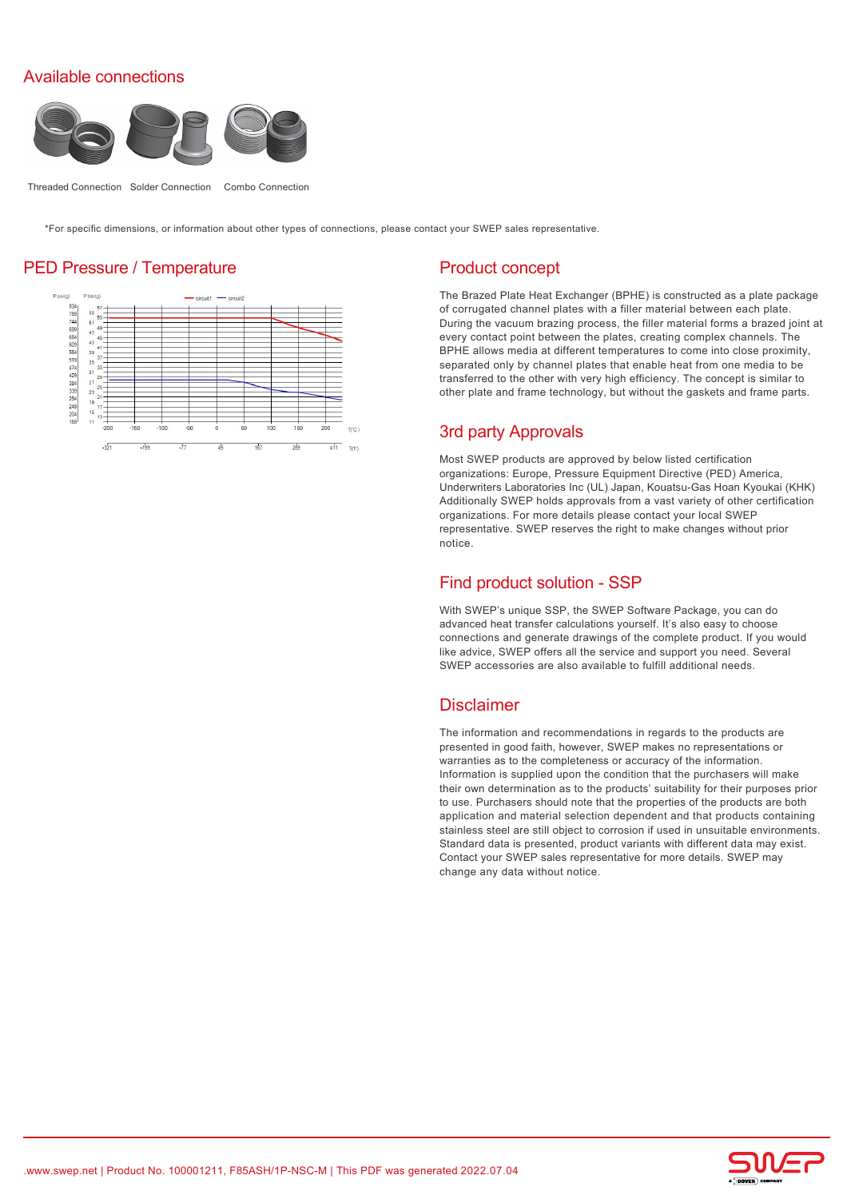## Available connections

Threaded Connection Solder Connection Combo Connection

*For specific dimensions, or information about other types of connections, please contact your SWEP sales representative.

## PED Pressure / Temperature

P psi(g) P bar(g)

circuit1 circuit2

834 789 744 699 654 609 564 519 474 429 384 339 294 249 204 159

57 55 53 51 49 47 45 43 41 39 37 35 33 31 29 27 25 23 21 19 17 15 13 11

-200 -150 -100 -50 0 50 100 150 200 T(°C)

-321 -199 -77 45 167 289 411 T(°F)

## Product concept

The Brazed Plate Heat Exchanger (BPHE) is constructed as a plate package of corrugated channel plates with a filler material between each plate. During the vacuum brazing process, the filler material forms a brazed joint at every contact point between the plates, creating complex channels. The BPHE allows media at different temperatures to come into close proximity, separated only by channel plates that enable heat from one media to be transferred to the other with very high efficiency. The concept is similar to other plate and frame technology, but without the gaskets and frame parts.

## 3rd party Approvals

Most SWEP products are approved by below listed certification organizations: Europe, Pressure Equipment Directive (PED) America, Underwriters Laboratories Inc (UL) Japan, Kouatsu-Gas Hoan Kyoukai (KHK) Additionally SWEP holds approvals from a vast variety of other certification organizations. For more details please contact your local SWEP representative. SWEP reserves the right to make changes without prior notice.

## Find product solution - SSP

With SWEP's unique SSP, the SWEP Software Package, you can do advanced heat transfer calculations yourself. It's also easy to choose connections and generate drawings of the complete product. If you would like advice, SWEP offers all the service and support you need. Several SWEP accessories are also available to fulfill additional needs.

## Disclaimer

The information and recommendations in regards to the products are presented in good faith, however, SWEP makes no representations or warranties as to the completeness or accuracy of the information. Information is supplied upon the condition that the purchasers will make their own determination as to the products' suitability for their purposes prior to use. Purchasers should note that the properties of the products are both application and material selection dependent and that products containing stainless steel are still object to corrosion if used in unsuitable environments. Standard data is presented, product variants with different data may exist. Contact your SWEP sales representative for more details. SWEP may change any data without notice.

.www.swep.net | Product No. 100001211, F85ASH/1P-NSC-M | This PDF was generated 2022.07.04